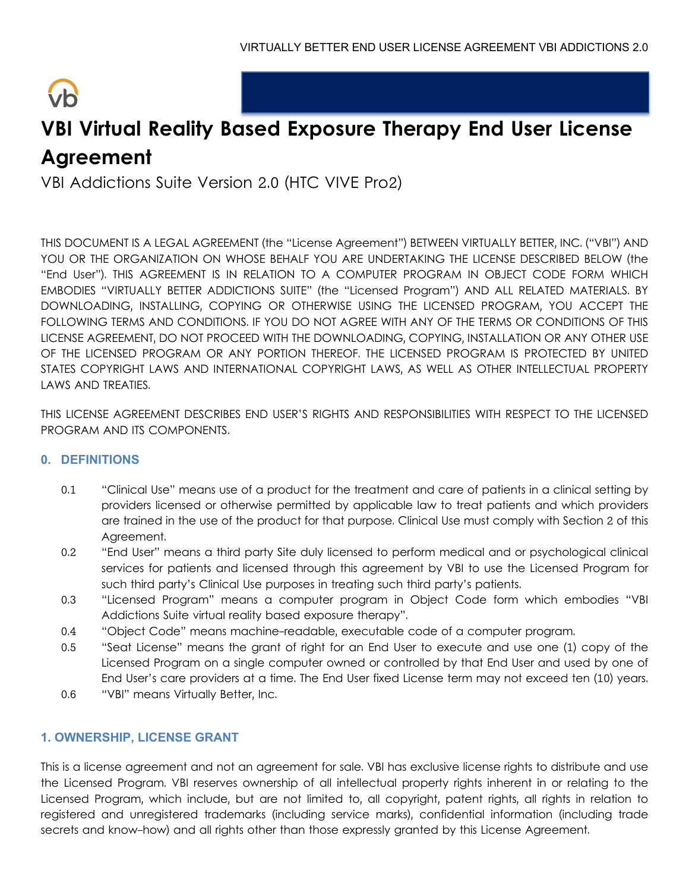# VBI Virtual Reality Based Exposure Therapy End User License Agreement

VBI Addictions Suite Version 2.0 (HTC VIVE Pro2)

THIS DOCUMENT IS A LEGAL AGREEMENT (the "License Agreement") BETWEEN VIRTUALLY BETTER, INC. ("VBI") AND YOU OR THE ORGANIZATION ON WHOSE BEHALF YOU ARE UNDERTAKING THE LICENSE DESCRIBED BELOW (the "End User"). THIS AGREEMENT IS IN RELATION TO A COMPUTER PROGRAM IN OBJECT CODE FORM WHICH EMBODIES "VIRTUALLY BETTER ADDICTIONS SUITE" (the "Licensed Program") AND ALL RELATED MATERIALS. BY DOWNLOADING, INSTALLING, COPYING OR OTHERWISE USING THE LICENSED PROGRAM, YOU ACCEPT THE FOLLOWING TERMS AND CONDITIONS. IF YOU DO NOT AGREE WITH ANY OF THE TERMS OR CONDITIONS OF THIS LICENSE AGREEMENT, DO NOT PROCEED WITH THE DOWNLOADING, COPYING, INSTALLATION OR ANY OTHER USE OF THE LICENSED PROGRAM OR ANY PORTION THEREOF. THE LICENSED PROGRAM IS PROTECTED BY UNITED STATES COPYRIGHT LAWS AND INTERNATIONAL COPYRIGHT LAWS, AS WELL AS OTHER INTELLECTUAL PROPERTY LAWS AND TREATIES.

THIS LICENSE AGREEMENT DESCRIBES END USER'S RIGHTS AND RESPONSIBILITIES WITH RESPECT TO THE LICENSED PROGRAM AND ITS COMPONENTS.

## 0. DEFINITIONS

0.1 "Clinical Use" means use of a product for the treatment and care of patients in a clinical setting by providers licensed or otherwise permitted by applicable law to treat patients and which providers are trained in the use of the product for that purpose. Clinical Use must comply with Section 2 of this Agreement.

0.2 "End User" means a third party Site duly licensed to perform medical and or psychological clinical services for patients and licensed through this agreement by VBI to use the Licensed Program for such third party's Clinical Use purposes in treating such third party's patients.

0.3 "Licensed Program" means a computer program in Object Code form which embodies "VBI Addictions Suite virtual reality based exposure therapy".

0.4 "Object Code" means machine-readable, executable code of a computer program.

0.5 "Seat License" means the grant of right for an End User to execute and use one (1) copy of the Licensed Program on a single computer owned or controlled by that End User and used by one of End User's care providers at a time. The End User fixed License term may not exceed ten (10) years.

0.6 "VBI" means Virtually Better, Inc.

## 1. OWNERSHIP, LICENSE GRANT

This is a license agreement and not an agreement for sale. VBI has exclusive license rights to distribute and use the Licensed Program. VBI reserves ownership of all intellectual property rights inherent in or relating to the Licensed Program, which include, but are not limited to, all copyright, patent rights, all rights in relation to registered and unregistered trademarks (including service marks), confidential information (including trade secrets and know-how) and all rights other than those expressly granted by this License Agreement.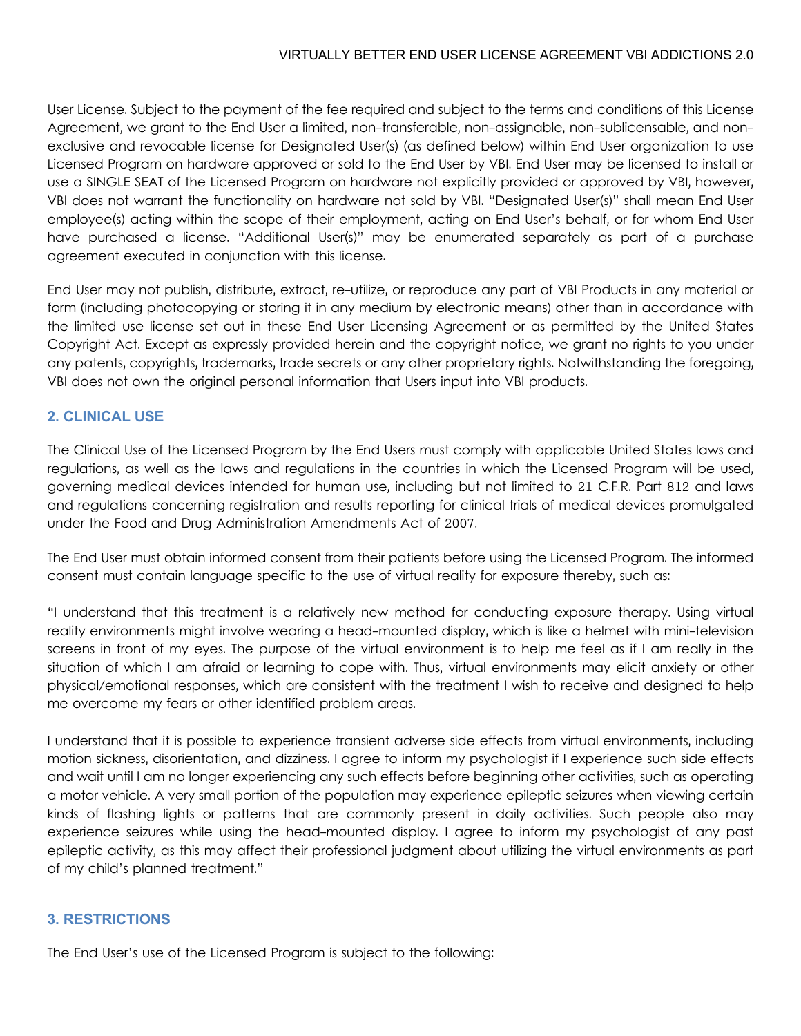User License. Subject to the payment of the fee required and subject to the terms and conditions of this License Agreement, we grant to the End User a limited, non-transferable, non-assignable, non-sublicensable, and non-exclusive and revocable license for Designated User(s) (as defined below) within End User organization to use Licensed Program on hardware approved or sold to the End User by VBI. End User may be licensed to install or use a SINGLE SEAT of the Licensed Program on hardware not explicitly provided or approved by VBI, however, VBI does not warrant the functionality on hardware not sold by VBI. "Designated User(s)" shall mean End User employee(s) acting within the scope of their employment, acting on End User's behalf, or for whom End User have purchased a license. "Additional User(s)" may be enumerated separately as part of a purchase agreement executed in conjunction with this license.

End User may not publish, distribute, extract, re-utilize, or reproduce any part of VBI Products in any material or form (including photocopying or storing it in any medium by electronic means) other than in accordance with the limited use license set out in these End User Licensing Agreement or as permitted by the United States Copyright Act. Except as expressly provided herein and the copyright notice, we grant no rights to you under any patents, copyrights, trademarks, trade secrets or any other proprietary rights. Notwithstanding the foregoing, VBI does not own the original personal information that Users input into VBI products.

## 2. CLINICAL USE

The Clinical Use of the Licensed Program by the End Users must comply with applicable United States laws and regulations, as well as the laws and regulations in the countries in which the Licensed Program will be used, governing medical devices intended for human use, including but not limited to 21 C.F.R. Part 812 and laws and regulations concerning registration and results reporting for clinical trials of medical devices promulgated under the Food and Drug Administration Amendments Act of 2007.

The End User must obtain informed consent from their patients before using the Licensed Program. The informed consent must contain language specific to the use of virtual reality for exposure thereby, such as:

"I understand that this treatment is a relatively new method for conducting exposure therapy. Using virtual reality environments might involve wearing a head-mounted display, which is like a helmet with mini-television screens in front of my eyes. The purpose of the virtual environment is to help me feel as if I am really in the situation of which I am afraid or learning to cope with. Thus, virtual environments may elicit anxiety or other physical/emotional responses, which are consistent with the treatment I wish to receive and designed to help me overcome my fears or other identified problem areas.

I understand that it is possible to experience transient adverse side effects from virtual environments, including motion sickness, disorientation, and dizziness. I agree to inform my psychologist if I experience such side effects and wait until I am no longer experiencing any such effects before beginning other activities, such as operating a motor vehicle. A very small portion of the population may experience epileptic seizures when viewing certain kinds of flashing lights or patterns that are commonly present in daily activities. Such people also may experience seizures while using the head-mounted display. I agree to inform my psychologist of any past epileptic activity, as this may affect their professional judgment about utilizing the virtual environments as part of my child's planned treatment."

## 3. RESTRICTIONS

The End User's use of the Licensed Program is subject to the following: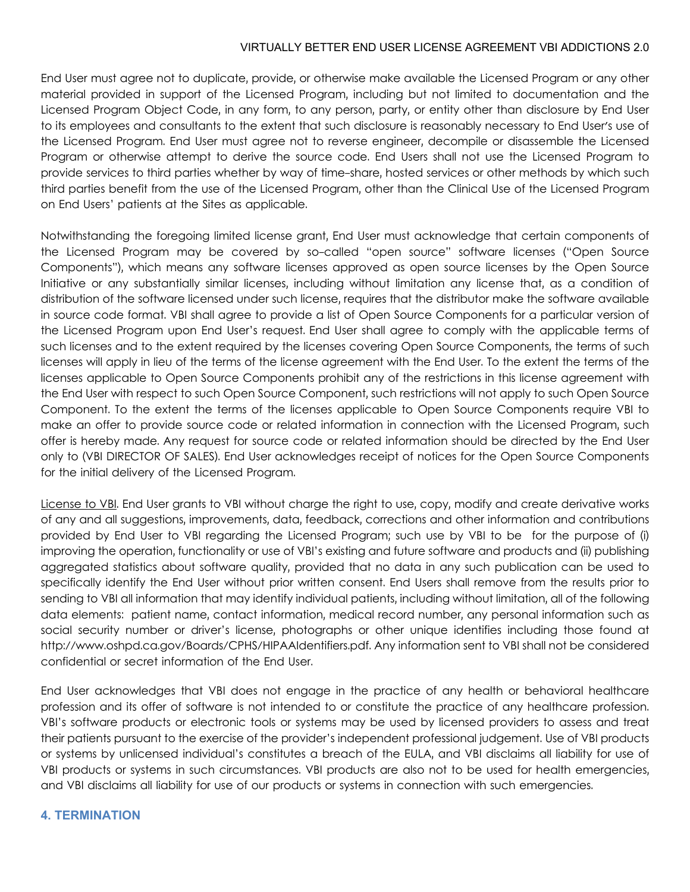End User must agree not to duplicate, provide, or otherwise make available the Licensed Program or any other material provided in support of the Licensed Program, including but not limited to documentation and the Licensed Program Object Code, in any form, to any person, party, or entity other than disclosure by End User to its employees and consultants to the extent that such disclosure is reasonably necessary to End User's use of the Licensed Program. End User must agree not to reverse engineer, decompile or disassemble the Licensed Program or otherwise attempt to derive the source code. End Users shall not use the Licensed Program to provide services to third parties whether by way of time-share, hosted services or other methods by which such third parties benefit from the use of the Licensed Program, other than the Clinical Use of the Licensed Program on End Users' patients at the Sites as applicable.

Notwithstanding the foregoing limited license grant, End User must acknowledge that certain components of the Licensed Program may be covered by so-called "open source" software licenses ("Open Source Components"), which means any software licenses approved as open source licenses by the Open Source Initiative or any substantially similar licenses, including without limitation any license that, as a condition of distribution of the software licensed under such license, requires that the distributor make the software available in source code format. VBI shall agree to provide a list of Open Source Components for a particular version of the Licensed Program upon End User's request. End User shall agree to comply with the applicable terms of such licenses and to the extent required by the licenses covering Open Source Components, the terms of such licenses will apply in lieu of the terms of the license agreement with the End User. To the extent the terms of the licenses applicable to Open Source Components prohibit any of the restrictions in this license agreement with the End User with respect to such Open Source Component, such restrictions will not apply to such Open Source Component. To the extent the terms of the licenses applicable to Open Source Components require VBI to make an offer to provide source code or related information in connection with the Licensed Program, such offer is hereby made. Any request for source code or related information should be directed by the End User only to (VBI DIRECTOR OF SALES). End User acknowledges receipt of notices for the Open Source Components for the initial delivery of the Licensed Program.

License to VBI. End User grants to VBI without charge the right to use, copy, modify and create derivative works of any and all suggestions, improvements, data, feedback, corrections and other information and contributions provided by End User to VBI regarding the Licensed Program; such use by VBI to be for the purpose of (i) improving the operation, functionality or use of VBI's existing and future software and products and (ii) publishing aggregated statistics about software quality, provided that no data in any such publication can be used to specifically identify the End User without prior written consent. End Users shall remove from the results prior to sending to VBI all information that may identify individual patients, including without limitation, all of the following data elements: patient name, contact information, medical record number, any personal information such as social security number or driver's license, photographs or other unique identifies including those found at http://www.oshpd.ca.gov/Boards/CPHS/HIPAAIdentifiers.pdf. Any information sent to VBI shall not be considered confidential or secret information of the End User.

End User acknowledges that VBI does not engage in the practice of any health or behavioral healthcare profession and its offer of software is not intended to or constitute the practice of any healthcare profession. VBI's software products or electronic tools or systems may be used by licensed providers to assess and treat their patients pursuant to the exercise of the provider's independent professional judgement. Use of VBI products or systems by unlicensed individual's constitutes a breach of the EULA, and VBI disclaims all liability for use of VBI products or systems in such circumstances. VBI products are also not to be used for health emergencies, and VBI disclaims all liability for use of our products or systems in connection with such emergencies.

## 4. TERMINATION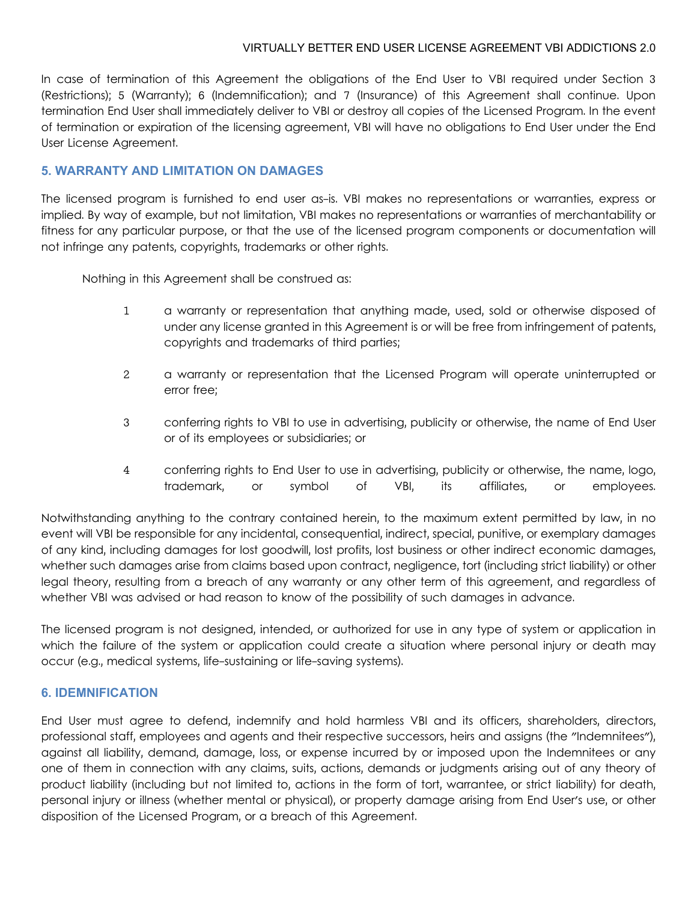In case of termination of this Agreement the obligations of the End User to VBI required under Section 3 (Restrictions); 5 (Warranty); 6 (Indemnification); and 7 (Insurance) of this Agreement shall continue. Upon termination End User shall immediately deliver to VBI or destroy all copies of the Licensed Program. In the event of termination or expiration of the licensing agreement, VBI will have no obligations to End User under the End User License Agreement.

## 5. WARRANTY AND LIMITATION ON DAMAGES

The licensed program is furnished to end user as-is. VBI makes no representations or warranties, express or implied. By way of example, but not limitation, VBI makes no representations or warranties of merchantability or fitness for any particular purpose, or that the use of the licensed program components or documentation will not infringe any patents, copyrights, trademarks or other rights.

Nothing in this Agreement shall be construed as:

1. a warranty or representation that anything made, used, sold or otherwise disposed of under any license granted in this Agreement is or will be free from infringement of patents, copyrights and trademarks of third parties;
2. a warranty or representation that the Licensed Program will operate uninterrupted or error free;
3. conferring rights to VBI to use in advertising, publicity or otherwise, the name of End User or of its employees or subsidiaries; or
4. conferring rights to End User to use in advertising, publicity or otherwise, the name, logo, trademark, or symbol of VBI, its affiliates, or employees.

Notwithstanding anything to the contrary contained herein, to the maximum extent permitted by law, in no event will VBI be responsible for any incidental, consequential, indirect, special, punitive, or exemplary damages of any kind, including damages for lost goodwill, lost profits, lost business or other indirect economic damages, whether such damages arise from claims based upon contract, negligence, tort (including strict liability) or other legal theory, resulting from a breach of any warranty or any other term of this agreement, and regardless of whether VBI was advised or had reason to know of the possibility of such damages in advance.

The licensed program is not designed, intended, or authorized for use in any type of system or application in which the failure of the system or application could create a situation where personal injury or death may occur (e.g., medical systems, life-sustaining or life-saving systems).

## 6. IDEMNIFICATION

End User must agree to defend, indemnify and hold harmless VBI and its officers, shareholders, directors, professional staff, employees and agents and their respective successors, heirs and assigns (the "Indemnitees"), against all liability, demand, damage, loss, or expense incurred by or imposed upon the Indemnitees or any one of them in connection with any claims, suits, actions, demands or judgments arising out of any theory of product liability (including but not limited to, actions in the form of tort, warrantee, or strict liability) for death, personal injury or illness (whether mental or physical), or property damage arising from End User's use, or other disposition of the Licensed Program, or a breach of this Agreement.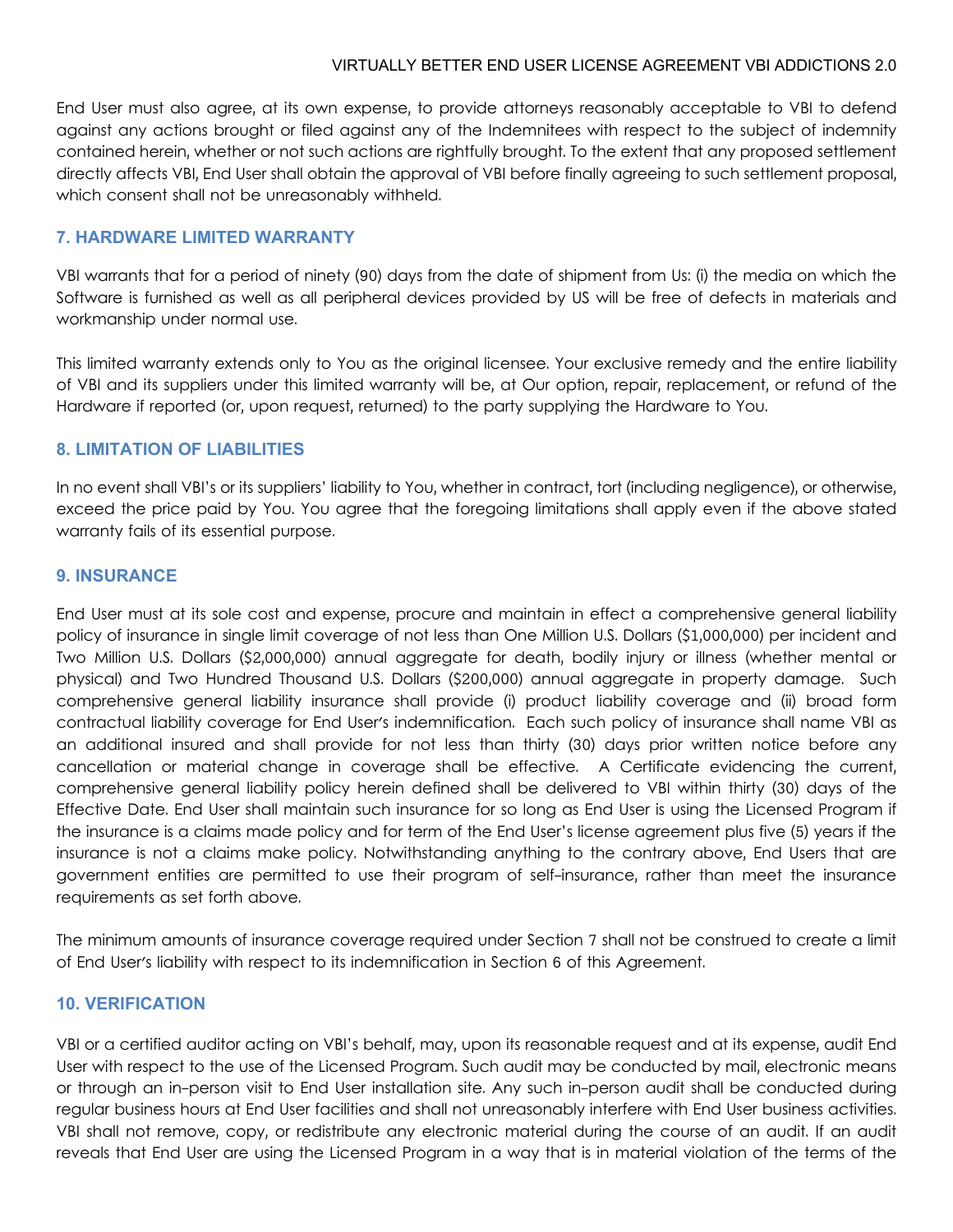End User must also agree, at its own expense, to provide attorneys reasonably acceptable to VBI to defend against any actions brought or filed against any of the Indemnitees with respect to the subject of indemnity contained herein, whether or not such actions are rightfully brought. To the extent that any proposed settlement directly affects VBI, End User shall obtain the approval of VBI before finally agreeing to such settlement proposal, which consent shall not be unreasonably withheld.

## 7. HARDWARE LIMITED WARRANTY

VBI warrants that for a period of ninety (90) days from the date of shipment from Us: (i) the media on which the Software is furnished as well as all peripheral devices provided by US will be free of defects in materials and workmanship under normal use.

This limited warranty extends only to You as the original licensee. Your exclusive remedy and the entire liability of VBI and its suppliers under this limited warranty will be, at Our option, repair, replacement, or refund of the Hardware if reported (or, upon request, returned) to the party supplying the Hardware to You.

## 8. LIMITATION OF LIABILITIES

In no event shall VBI's or its suppliers' liability to You, whether in contract, tort (including negligence), or otherwise, exceed the price paid by You. You agree that the foregoing limitations shall apply even if the above stated warranty fails of its essential purpose.

## 9. INSURANCE

End User must at its sole cost and expense, procure and maintain in effect a comprehensive general liability policy of insurance in single limit coverage of not less than One Million U.S. Dollars ($1,000,000) per incident and Two Million U.S. Dollars ($2,000,000) annual aggregate for death, bodily injury or illness (whether mental or physical) and Two Hundred Thousand U.S. Dollars ($200,000) annual aggregate in property damage. Such comprehensive general liability insurance shall provide (i) product liability coverage and (ii) broad form contractual liability coverage for End User's indemnification. Each such policy of insurance shall name VBI as an additional insured and shall provide for not less than thirty (30) days prior written notice before any cancellation or material change in coverage shall be effective. A Certificate evidencing the current, comprehensive general liability policy herein defined shall be delivered to VBI within thirty (30) days of the Effective Date. End User shall maintain such insurance for so long as End User is using the Licensed Program if the insurance is a claims made policy and for term of the End User's license agreement plus five (5) years if the insurance is not a claims make policy. Notwithstanding anything to the contrary above, End Users that are government entities are permitted to use their program of self-insurance, rather than meet the insurance requirements as set forth above.

The minimum amounts of insurance coverage required under Section 7 shall not be construed to create a limit of End User's liability with respect to its indemnification in Section 6 of this Agreement.

## 10. VERIFICATION

VBI or a certified auditor acting on VBI's behalf, may, upon its reasonable request and at its expense, audit End User with respect to the use of the Licensed Program. Such audit may be conducted by mail, electronic means or through an in-person visit to End User installation site. Any such in-person audit shall be conducted during regular business hours at End User facilities and shall not unreasonably interfere with End User business activities. VBI shall not remove, copy, or redistribute any electronic material during the course of an audit. If an audit reveals that End User are using the Licensed Program in a way that is in material violation of the terms of the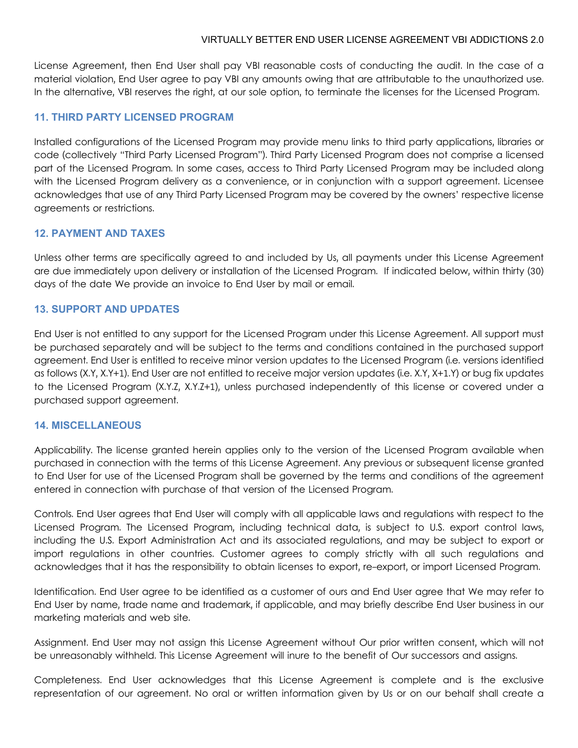License Agreement, then End User shall pay VBI reasonable costs of conducting the audit. In the case of a material violation, End User agree to pay VBI any amounts owing that are attributable to the unauthorized use. In the alternative, VBI reserves the right, at our sole option, to terminate the licenses for the Licensed Program.

## 11. THIRD PARTY LICENSED PROGRAM

Installed configurations of the Licensed Program may provide menu links to third party applications, libraries or code (collectively "Third Party Licensed Program"). Third Party Licensed Program does not comprise a licensed part of the Licensed Program. In some cases, access to Third Party Licensed Program may be included along with the Licensed Program delivery as a convenience, or in conjunction with a support agreement. Licensee acknowledges that use of any Third Party Licensed Program may be covered by the owners' respective license agreements or restrictions.

## 12. PAYMENT AND TAXES

Unless other terms are specifically agreed to and included by Us, all payments under this License Agreement are due immediately upon delivery or installation of the Licensed Program. If indicated below, within thirty (30) days of the date We provide an invoice to End User by mail or email.

## 13. SUPPORT AND UPDATES

End User is not entitled to any support for the Licensed Program under this License Agreement. All support must be purchased separately and will be subject to the terms and conditions contained in the purchased support agreement. End User is entitled to receive minor version updates to the Licensed Program (i.e. versions identified as follows (X.Y, X.Y+1). End User are not entitled to receive major version updates (i.e. X.Y, X+1.Y) or bug fix updates to the Licensed Program (X.Y.Z, X.Y.Z+1), unless purchased independently of this license or covered under a purchased support agreement.

## 14. MISCELLANEOUS

Applicability. The license granted herein applies only to the version of the Licensed Program available when purchased in connection with the terms of this License Agreement. Any previous or subsequent license granted to End User for use of the Licensed Program shall be governed by the terms and conditions of the agreement entered in connection with purchase of that version of the Licensed Program.

Controls. End User agrees that End User will comply with all applicable laws and regulations with respect to the Licensed Program. The Licensed Program, including technical data, is subject to U.S. export control laws, including the U.S. Export Administration Act and its associated regulations, and may be subject to export or import regulations in other countries. Customer agrees to comply strictly with all such regulations and acknowledges that it has the responsibility to obtain licenses to export, re-export, or import Licensed Program.

Identification. End User agree to be identified as a customer of ours and End User agree that We may refer to End User by name, trade name and trademark, if applicable, and may briefly describe End User business in our marketing materials and web site.

Assignment. End User may not assign this License Agreement without Our prior written consent, which will not be unreasonably withheld. This License Agreement will inure to the benefit of Our successors and assigns.

Completeness. End User acknowledges that this License Agreement is complete and is the exclusive representation of our agreement. No oral or written information given by Us or on our behalf shall create a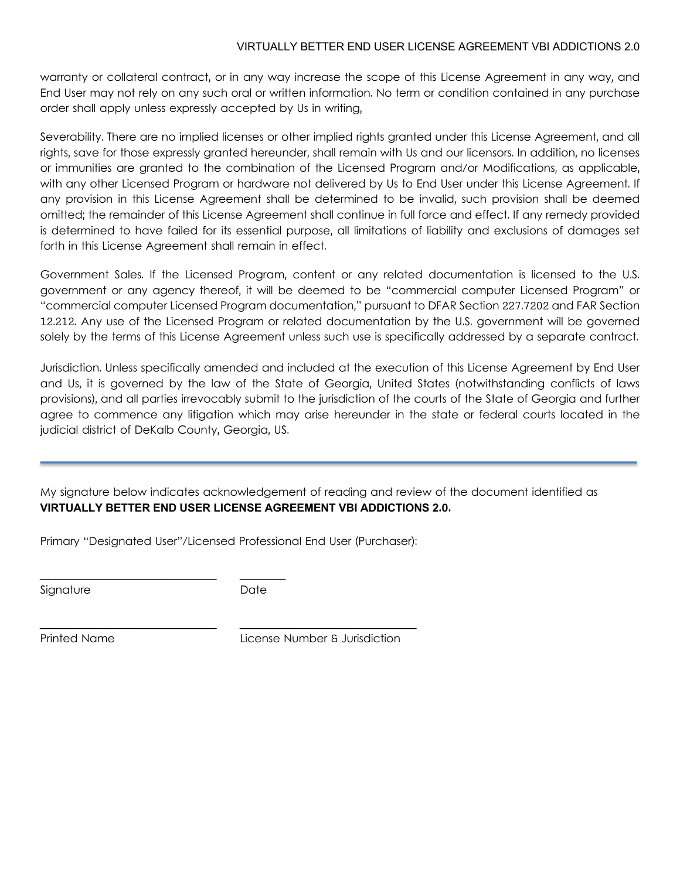warranty or collateral contract, or in any way increase the scope of this License Agreement in any way, and End User may not rely on any such oral or written information. No term or condition contained in any purchase order shall apply unless expressly accepted by Us in writing,

Severability. There are no implied licenses or other implied rights granted under this License Agreement, and all rights, save for those expressly granted hereunder, shall remain with Us and our licensors. In addition, no licenses or immunities are granted to the combination of the Licensed Program and/or Modifications, as applicable, with any other Licensed Program or hardware not delivered by Us to End User under this License Agreement. If any provision in this License Agreement shall be determined to be invalid, such provision shall be deemed omitted; the remainder of this License Agreement shall continue in full force and effect. If any remedy provided is determined to have failed for its essential purpose, all limitations of liability and exclusions of damages set forth in this License Agreement shall remain in effect.

Government Sales. If the Licensed Program, content or any related documentation is licensed to the U.S. government or any agency thereof, it will be deemed to be "commercial computer Licensed Program" or "commercial computer Licensed Program documentation," pursuant to DFAR Section 227.7202 and FAR Section 12.212. Any use of the Licensed Program or related documentation by the U.S. government will be governed solely by the terms of this License Agreement unless such use is specifically addressed by a separate contract.

Jurisdiction. Unless specifically amended and included at the execution of this License Agreement by End User and Us, it is governed by the law of the State of Georgia, United States (notwithstanding conflicts of laws provisions), and all parties irrevocably submit to the jurisdiction of the courts of the State of Georgia and further agree to commence any litigation which may arise hereunder in the state or federal courts located in the judicial district of DeKalb County, Georgia, US.

---

My signature below indicates acknowledgement of reading and review of the document identified as **VIRTUALLY BETTER END USER LICENSE AGREEMENT VBI ADDICTIONS 2.0.**

Primary "Designated User"/Licensed Professional End User (Purchaser):

______________________________ ________

Signature Date

______________________________ ______________________________

Printed Name License Number & Jurisdiction